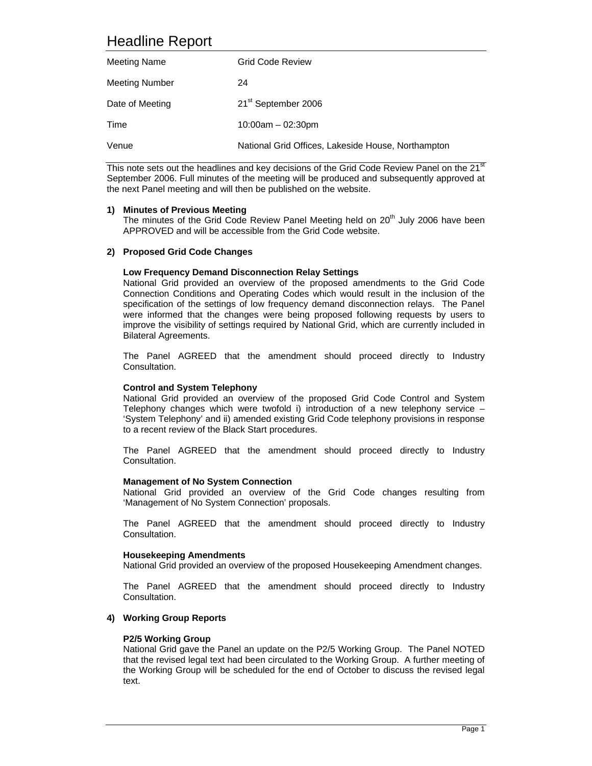# Headline Report

| | |
|---|---|
| Meeting Name | Grid Code Review |
| Meeting Number | 24 |
| Date of Meeting | 21st September 2006 |
| Time | 10:00am – 02:30pm |
| Venue | National Grid Offices, Lakeside House, Northampton |

This note sets out the headlines and key decisions of the Grid Code Review Panel on the 21st September 2006. Full minutes of the meeting will be produced and subsequently approved at the next Panel meeting and will then be published on the website.

**1) Minutes of Previous Meeting**

The minutes of the Grid Code Review Panel Meeting held on 20th July 2006 have been APPROVED and will be accessible from the Grid Code website.

**2) Proposed Grid Code Changes**

**Low Frequency Demand Disconnection Relay Settings**

National Grid provided an overview of the proposed amendments to the Grid Code Connection Conditions and Operating Codes which would result in the inclusion of the specification of the settings of low frequency demand disconnection relays. The Panel were informed that the changes were being proposed following requests by users to improve the visibility of settings required by National Grid, which are currently included in Bilateral Agreements.

The Panel AGREED that the amendment should proceed directly to Industry Consultation.

**Control and System Telephony**

National Grid provided an overview of the proposed Grid Code Control and System Telephony changes which were twofold i) introduction of a new telephony service – 'System Telephony' and ii) amended existing Grid Code telephony provisions in response to a recent review of the Black Start procedures.

The Panel AGREED that the amendment should proceed directly to Industry Consultation.

**Management of No System Connection**

National Grid provided an overview of the Grid Code changes resulting from 'Management of No System Connection' proposals.

The Panel AGREED that the amendment should proceed directly to Industry Consultation.

**Housekeeping Amendments**

National Grid provided an overview of the proposed Housekeeping Amendment changes.

The Panel AGREED that the amendment should proceed directly to Industry Consultation.

**4) Working Group Reports**

**P2/5 Working Group**

National Grid gave the Panel an update on the P2/5 Working Group. The Panel NOTED that the revised legal text had been circulated to the Working Group. A further meeting of the Working Group will be scheduled for the end of October to discuss the revised legal text.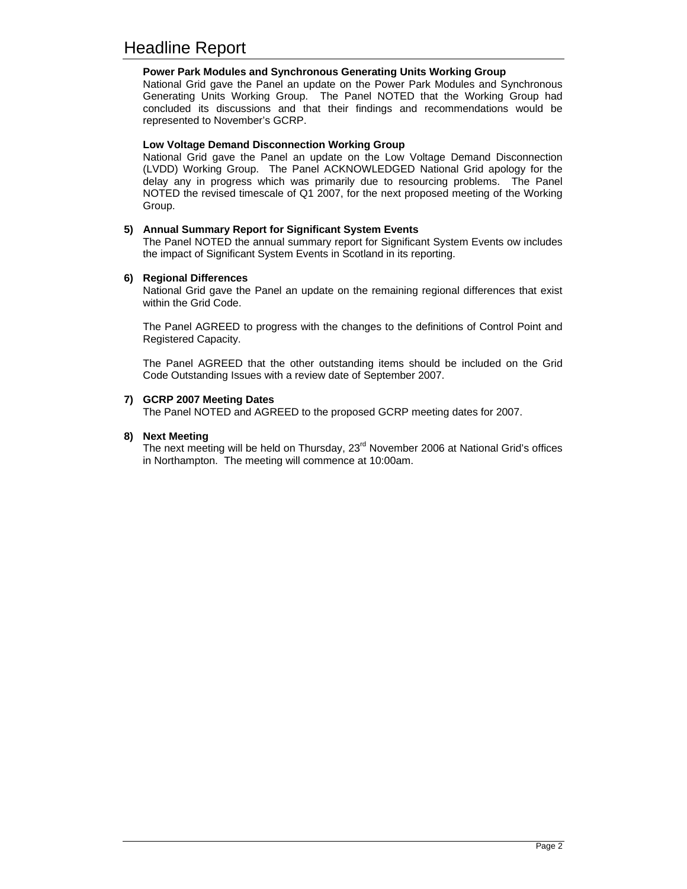**Power Park Modules and Synchronous Generating Units Working Group**

National Grid gave the Panel an update on the Power Park Modules and Synchronous Generating Units Working Group. The Panel NOTED that the Working Group had concluded its discussions and that their findings and recommendations would be represented to November's GCRP.

**Low Voltage Demand Disconnection Working Group**

National Grid gave the Panel an update on the Low Voltage Demand Disconnection (LVDD) Working Group. The Panel ACKNOWLEDGED National Grid apology for the delay any in progress which was primarily due to resourcing problems. The Panel NOTED the revised timescale of Q1 2007, for the next proposed meeting of the Working Group.

**5) Annual Summary Report for Significant System Events**

The Panel NOTED the annual summary report for Significant System Events ow includes the impact of Significant System Events in Scotland in its reporting.

**6) Regional Differences**

National Grid gave the Panel an update on the remaining regional differences that exist within the Grid Code.

The Panel AGREED to progress with the changes to the definitions of Control Point and Registered Capacity.

The Panel AGREED that the other outstanding items should be included on the Grid Code Outstanding Issues with a review date of September 2007.

**7) GCRP 2007 Meeting Dates**

The Panel NOTED and AGREED to the proposed GCRP meeting dates for 2007.

**8) Next Meeting**

The next meeting will be held on Thursday, 23rd November 2006 at National Grid's offices in Northampton. The meeting will commence at 10:00am.